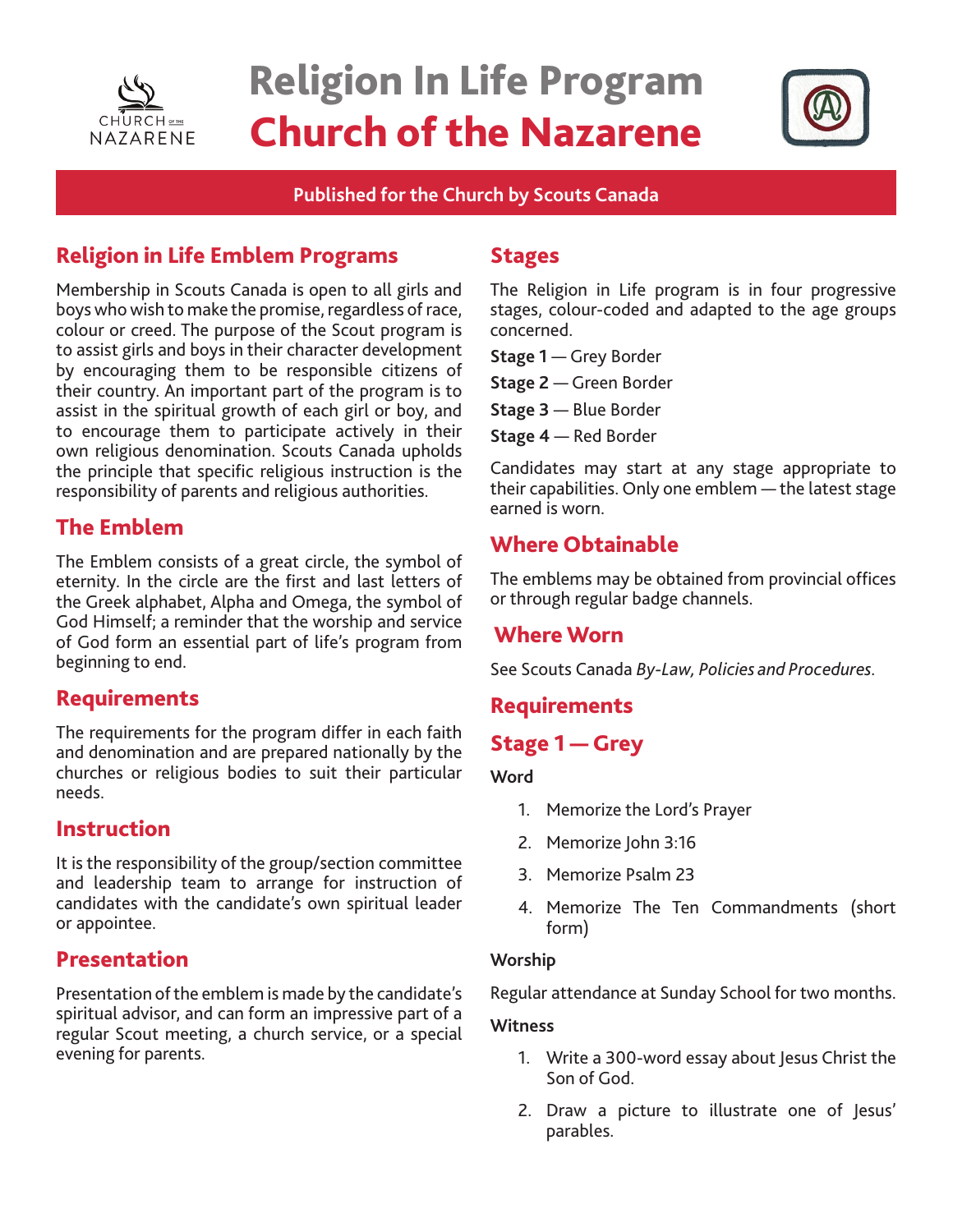# Religion In Life Program
# Church of the Nazarene

**Published for the Church by Scouts Canada**

## Religion in Life Emblem Programs

Membership in Scouts Canada is open to all girls and boys who wish to make the promise, regardless of race, colour or creed. The purpose of the Scout program is to assist girls and boys in their character development by encouraging them to be responsible citizens of their country. An important part of the program is to assist in the spiritual growth of each girl or boy, and to encourage them to participate actively in their own religious denomination. Scouts Canada upholds the principle that specific religious instruction is the responsibility of parents and religious authorities.

## The Emblem

The Emblem consists of a great circle, the symbol of eternity. In the circle are the first and last letters of the Greek alphabet, Alpha and Omega, the symbol of God Himself; a reminder that the worship and service of God form an essential part of life's program from beginning to end.

## Requirements

The requirements for the program differ in each faith and denomination and are prepared nationally by the churches or religious bodies to suit their particular needs.

## Instruction

It is the responsibility of the group/section committee and leadership team to arrange for instruction of candidates with the candidate's own spiritual leader or appointee.

## Presentation

Presentation of the emblem is made by the candidate's spiritual advisor, and can form an impressive part of a regular Scout meeting, a church service, or a special evening for parents.

## Stages

The Religion in Life program is in four progressive stages, colour-coded and adapted to the age groups concerned.

**Stage 1** — Grey Border

**Stage 2** — Green Border

**Stage 3** — Blue Border

**Stage 4** — Red Border

Candidates may start at any stage appropriate to their capabilities. Only one emblem — the latest stage earned is worn.

## Where Obtainable

The emblems may be obtained from provincial offices or through regular badge channels.

## Where Worn

See Scouts Canada *By-Law, Policies and Procedures*.

## Requirements

## Stage 1 — Grey

**Word**

1. Memorize the Lord's Prayer
2. Memorize John 3:16
3. Memorize Psalm 23
4. Memorize The Ten Commandments (short form)

**Worship**

Regular attendance at Sunday School for two months.

**Witness**

1. Write a 300-word essay about Jesus Christ the Son of God.
2. Draw a picture to illustrate one of Jesus' parables.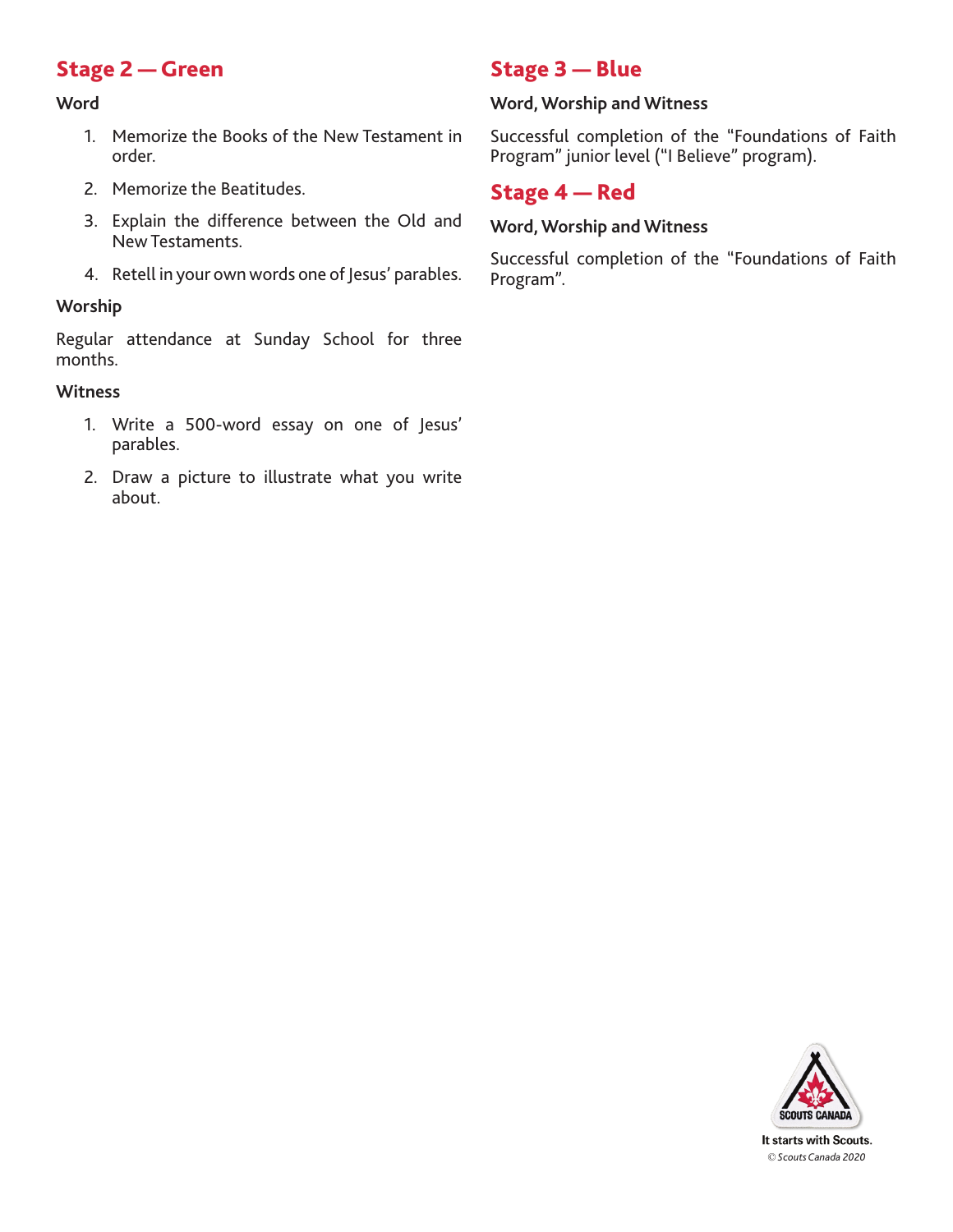## Stage 2 — Green

### Word

1. Memorize the Books of the New Testament in order.
2. Memorize the Beatitudes.
3. Explain the difference between the Old and New Testaments.
4. Retell in your own words one of Jesus' parables.

### Worship

Regular attendance at Sunday School for three months.

### Witness

1. Write a 500-word essay on one of Jesus' parables.
2. Draw a picture to illustrate what you write about.

## Stage 3 — Blue

### Word, Worship and Witness

Successful completion of the "Foundations of Faith Program" junior level ("I Believe" program).

## Stage 4 — Red

### Word, Worship and Witness

Successful completion of the "Foundations of Faith Program".

SCOUTS CANADA

It starts with Scouts.

*© Scouts Canada 2020*